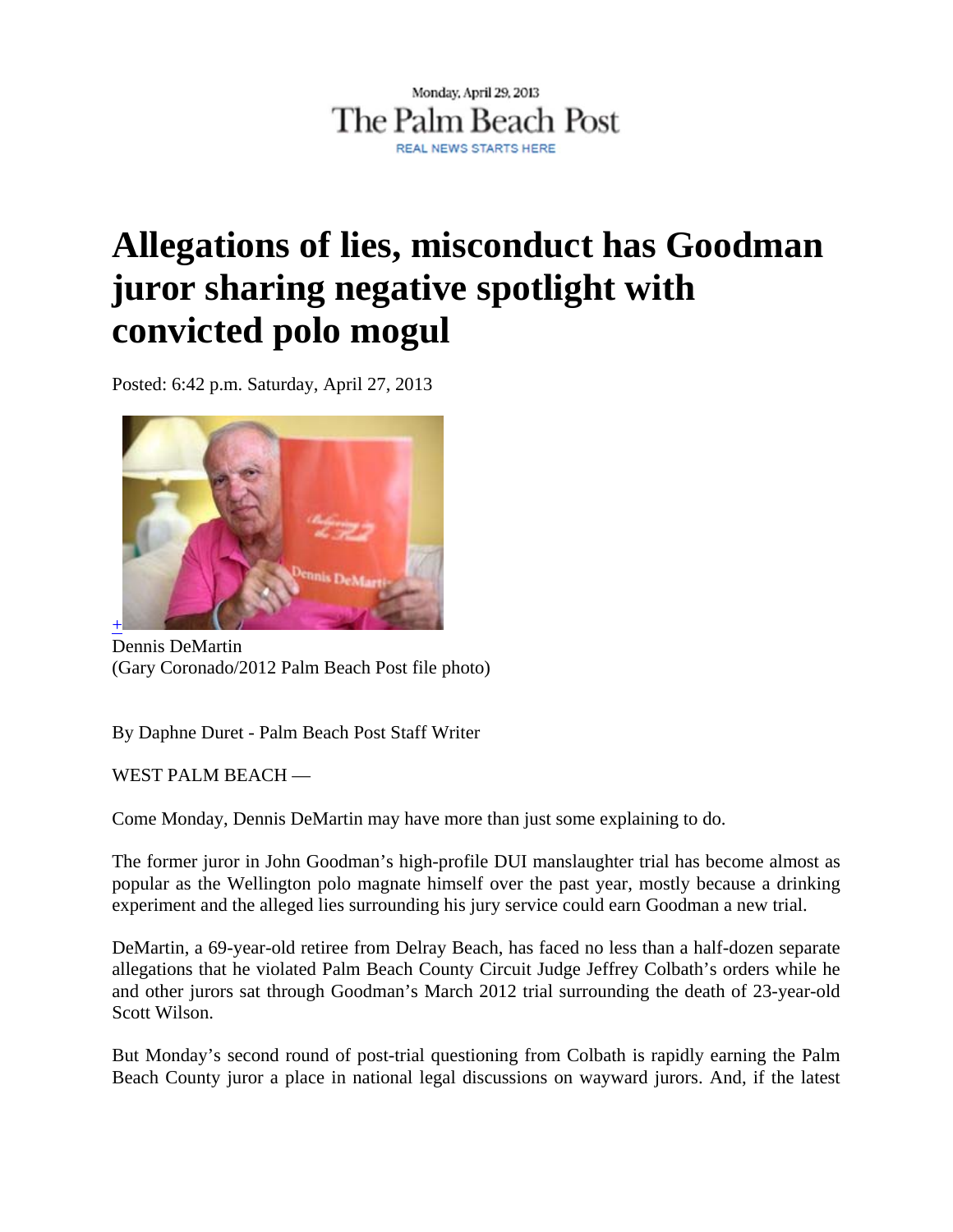Monday, April 29, 2013

The Palm Beach Post

REAL NEWS STARTS HERE

# Allegations of lies, misconduct has Goodman juror sharing negative spotlight with convicted polo mogul

Posted: 6:42 p.m. Saturday, April 27, 2013

Dennis DeMartin
(Gary Coronado/2012 Palm Beach Post file photo)

By Daphne Duret - Palm Beach Post Staff Writer

WEST PALM BEACH —

Come Monday, Dennis DeMartin may have more than just some explaining to do.

The former juror in John Goodman's high-profile DUI manslaughter trial has become almost as popular as the Wellington polo magnate himself over the past year, mostly because a drinking experiment and the alleged lies surrounding his jury service could earn Goodman a new trial.

DeMartin, a 69-year-old retiree from Delray Beach, has faced no less than a half-dozen separate allegations that he violated Palm Beach County Circuit Judge Jeffrey Colbath's orders while he and other jurors sat through Goodman's March 2012 trial surrounding the death of 23-year-old Scott Wilson.

But Monday's second round of post-trial questioning from Colbath is rapidly earning the Palm Beach County juror a place in national legal discussions on wayward jurors. And, if the latest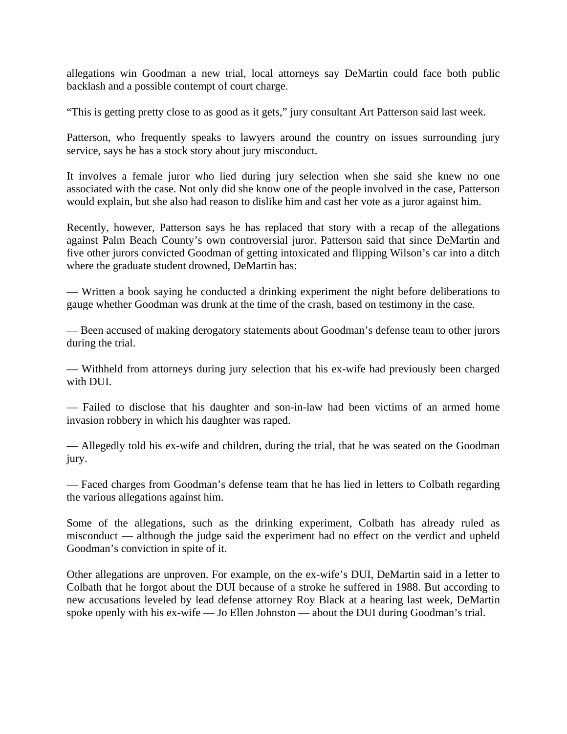allegations win Goodman a new trial, local attorneys say DeMartin could face both public backlash and a possible contempt of court charge.

"This is getting pretty close to as good as it gets," jury consultant Art Patterson said last week.

Patterson, who frequently speaks to lawyers around the country on issues surrounding jury service, says he has a stock story about jury misconduct.

It involves a female juror who lied during jury selection when she said she knew no one associated with the case. Not only did she know one of the people involved in the case, Patterson would explain, but she also had reason to dislike him and cast her vote as a juror against him.

Recently, however, Patterson says he has replaced that story with a recap of the allegations against Palm Beach County's own controversial juror. Patterson said that since DeMartin and five other jurors convicted Goodman of getting intoxicated and flipping Wilson's car into a ditch where the graduate student drowned, DeMartin has:

— Written a book saying he conducted a drinking experiment the night before deliberations to gauge whether Goodman was drunk at the time of the crash, based on testimony in the case.

— Been accused of making derogatory statements about Goodman's defense team to other jurors during the trial.

— Withheld from attorneys during jury selection that his ex-wife had previously been charged with DUI.

— Failed to disclose that his daughter and son-in-law had been victims of an armed home invasion robbery in which his daughter was raped.

— Allegedly told his ex-wife and children, during the trial, that he was seated on the Goodman jury.

— Faced charges from Goodman's defense team that he has lied in letters to Colbath regarding the various allegations against him.

Some of the allegations, such as the drinking experiment, Colbath has already ruled as misconduct — although the judge said the experiment had no effect on the verdict and upheld Goodman's conviction in spite of it.

Other allegations are unproven. For example, on the ex-wife's DUI, DeMartin said in a letter to Colbath that he forgot about the DUI because of a stroke he suffered in 1988. But according to new accusations leveled by lead defense attorney Roy Black at a hearing last week, DeMartin spoke openly with his ex-wife — Jo Ellen Johnston — about the DUI during Goodman's trial.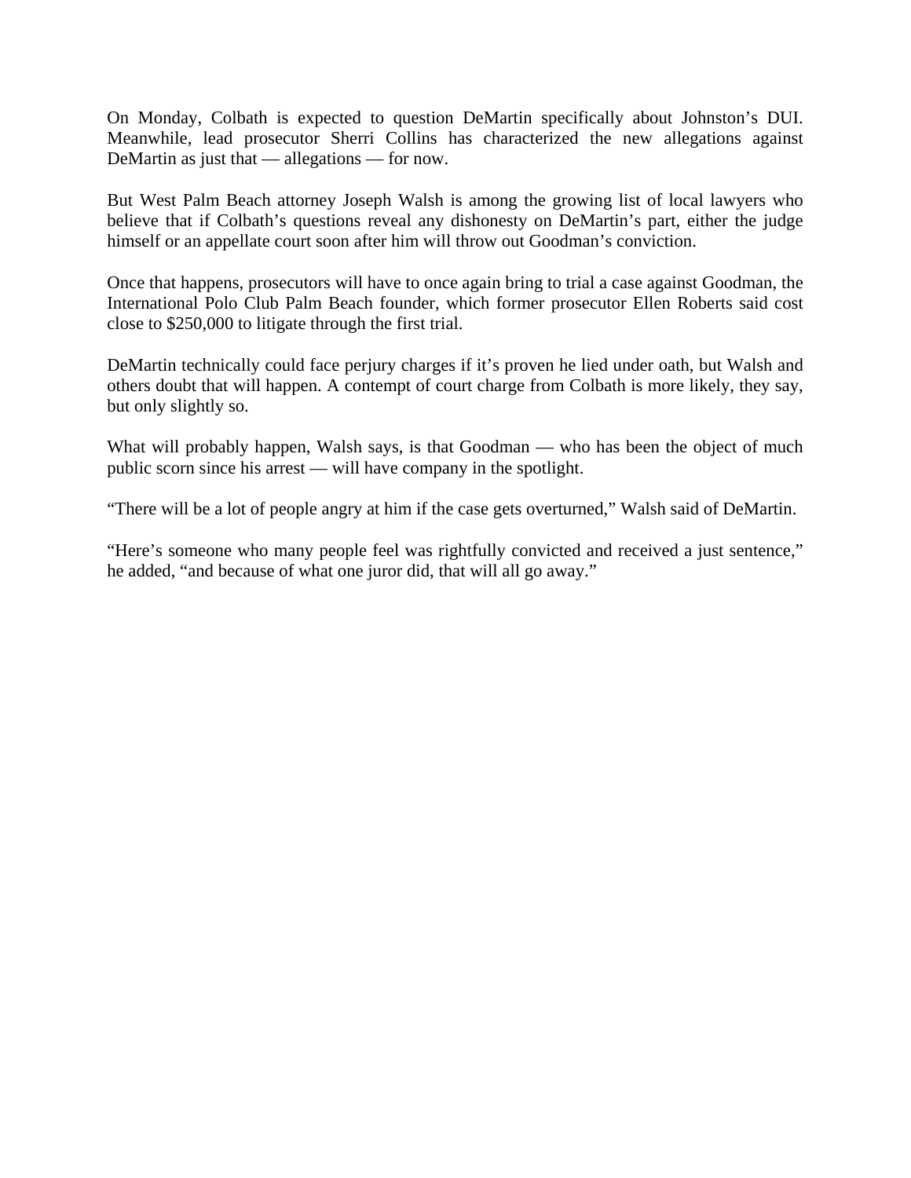On Monday, Colbath is expected to question DeMartin specifically about Johnston's DUI. Meanwhile, lead prosecutor Sherri Collins has characterized the new allegations against DeMartin as just that — allegations — for now.

But West Palm Beach attorney Joseph Walsh is among the growing list of local lawyers who believe that if Colbath's questions reveal any dishonesty on DeMartin's part, either the judge himself or an appellate court soon after him will throw out Goodman's conviction.

Once that happens, prosecutors will have to once again bring to trial a case against Goodman, the International Polo Club Palm Beach founder, which former prosecutor Ellen Roberts said cost close to $250,000 to litigate through the first trial.

DeMartin technically could face perjury charges if it's proven he lied under oath, but Walsh and others doubt that will happen. A contempt of court charge from Colbath is more likely, they say, but only slightly so.

What will probably happen, Walsh says, is that Goodman — who has been the object of much public scorn since his arrest — will have company in the spotlight.

"There will be a lot of people angry at him if the case gets overturned," Walsh said of DeMartin.

"Here's someone who many people feel was rightfully convicted and received a just sentence," he added, "and because of what one juror did, that will all go away."